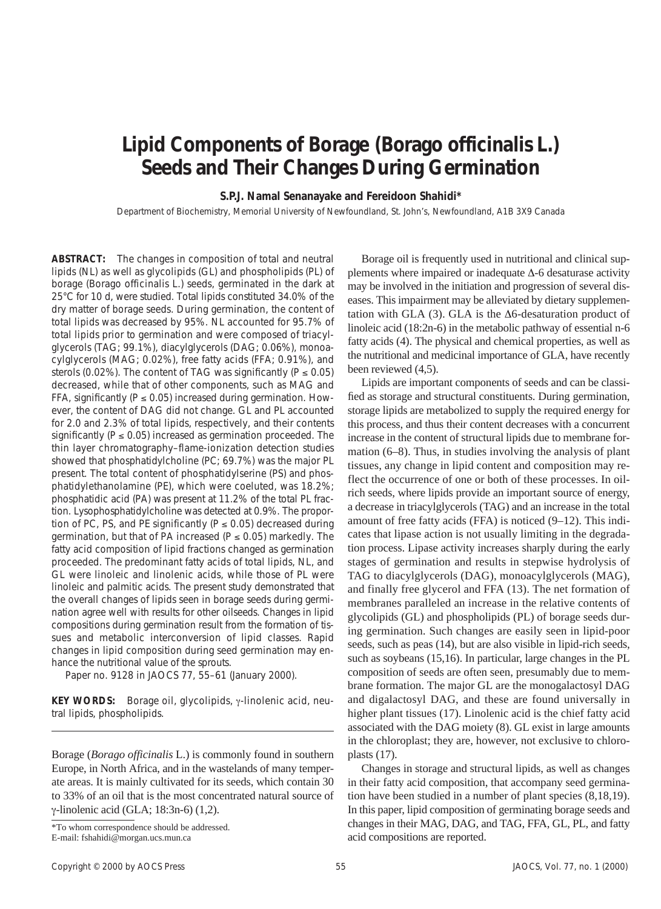# Lipid Components of Borage (*Borago officinalis* L.) Seeds and Their Changes During Germination

**S.P.J. Namal Senanayake and Fereidoon Shahidi***

Department of Biochemistry, Memorial University of Newfoundland, St. John's, Newfoundland, A1B 3X9 Canada

**ABSTRACT:** The changes in composition of total and neutral lipids (NL) as well as glycolipids (GL) and phospholipids (PL) of borage (Borago officinalis L.) seeds, germinated in the dark at 25°C for 10 d, were studied. Total lipids constituted 34.0% of the dry matter of borage seeds. During germination, the content of total lipids was decreased by 95%. NL accounted for 95.7% of total lipids prior to germination and were composed of triacylglycerols (TAG; 99.1%), diacylglycerols (DAG; 0.06%), monoacylglycerols (MAG; 0.02%), free fatty acids (FFA; 0.91%), and sterols (0.02%). The content of TAG was significantly ($P \leq 0.05$) decreased, while that of other components, such as MAG and FFA, significantly ($P \leq 0.05$) increased during germination. However, the content of DAG did not change. GL and PL accounted for 2.0 and 2.3% of total lipids, respectively, and their contents significantly ($P \leq 0.05$) increased as germination proceeded. The thin layer chromatography–flame-ionization detection studies showed that phosphatidylcholine (PC; 69.7%) was the major PL present. The total content of phosphatidylserine (PS) and phosphatidylethanolamine (PE), which were coeluted, was 18.2%; phosphatidic acid (PA) was present at 11.2% of the total PL fraction. Lysophosphatidylcholine was detected at 0.9%. The proportion of PC, PS, and PE significantly ($P \leq 0.05$) decreased during germination, but that of PA increased ($P \leq 0.05$) markedly. The fatty acid composition of lipid fractions changed as germination proceeded. The predominant fatty acids of total lipids, NL, and GL were linoleic and linolenic acids, while those of PL were linoleic and palmitic acids. The present study demonstrated that the overall changes of lipids seen in borage seeds during germination agree well with results for other oilseeds. Changes in lipid compositions during germination result from the formation of tissues and metabolic interconversion of lipid classes. Rapid changes in lipid composition during seed germination may enhance the nutritional value of the sprouts.

Paper no. 9128 in JAOCS 77, 55–61 (January 2000).

**KEY WORDS:** Borage oil, glycolipids, γ-linolenic acid, neutral lipids, phospholipids.

Borage (*Borago officinalis* L.) is commonly found in southern Europe, in North Africa, and in the wastelands of many temperate areas. It is mainly cultivated for its seeds, which contain 30 to 33% of an oil that is the most concentrated natural source of γ-linolenic acid (GLA; 18:3n-6) (1,2).

Borage oil is frequently used in nutritional and clinical supplements where impaired or inadequate Δ-6 desaturase activity may be involved in the initiation and progression of several diseases. This impairment may be alleviated by dietary supplementation with GLA (3). GLA is the Δ6-desaturation product of linoleic acid (18:2n-6) in the metabolic pathway of essential n-6 fatty acids (4). The physical and chemical properties, as well as the nutritional and medicinal importance of GLA, have recently been reviewed (4,5).

Lipids are important components of seeds and can be classified as storage and structural constituents. During germination, storage lipids are metabolized to supply the required energy for this process, and thus their content decreases with a concurrent increase in the content of structural lipids due to membrane formation (6–8). Thus, in studies involving the analysis of plant tissues, any change in lipid content and composition may reflect the occurrence of one or both of these processes. In oil-rich seeds, where lipids provide an important source of energy, a decrease in triacylglycerols (TAG) and an increase in the total amount of free fatty acids (FFA) is noticed (9–12). This indicates that lipase action is not usually limiting in the degradation process. Lipase activity increases sharply during the early stages of germination and results in stepwise hydrolysis of TAG to diacylglycerols (DAG), monoacylglycerols (MAG), and finally free glycerol and FFA (13). The net formation of membranes paralleled an increase in the relative contents of glycolipids (GL) and phospholipids (PL) of borage seeds during germination. Such changes are easily seen in lipid-poor seeds, such as peas (14), but are also visible in lipid-rich seeds, such as soybeans (15,16). In particular, large changes in the PL composition of seeds are often seen, presumably due to membrane formation. The major GL are the monogalactosyl DAG and digalactosyl DAG, and these are found universally in higher plant tissues (17). Linolenic acid is the chief fatty acid associated with the DAG moiety (8). GL exist in large amounts in the chloroplast; they are, however, not exclusive to chloroplasts (17).

Changes in storage and structural lipids, as well as changes in their fatty acid composition, that accompany seed germination have been studied in a number of plant species (8,18,19). In this paper, lipid composition of germinating borage seeds and changes in their MAG, DAG, and TAG, FFA, GL, PL, and fatty acid compositions are reported.

*To whom correspondence should be addressed.
E-mail: fshahidi@morgan.ucs.mun.ca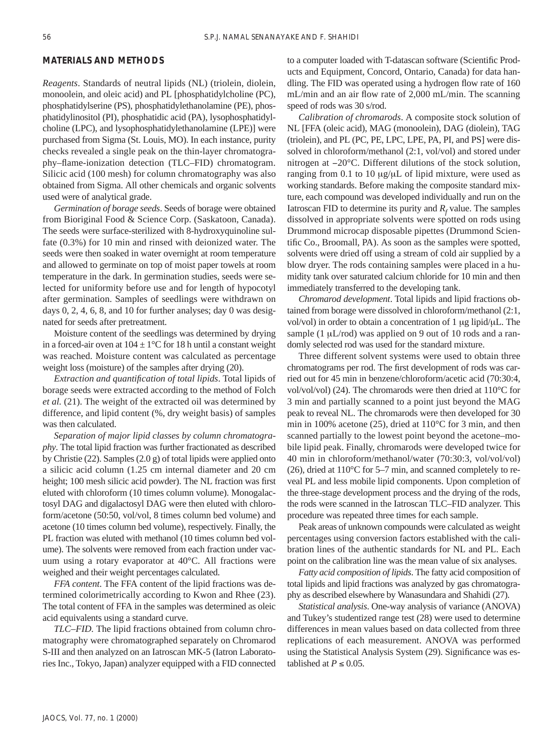## MATERIALS AND METHODS

*Reagents*. Standards of neutral lipids (NL) (triolein, diolein, monoolein, and oleic acid) and PL [phosphatidylcholine (PC), phosphatidylserine (PS), phosphatidylethanolamine (PE), phosphatidylinositol (PI), phosphatidic acid (PA), lysophosphatidylcholine (LPC), and lysophosphatidylethanolamine (LPE)] were purchased from Sigma (St. Louis, MO). In each instance, purity checks revealed a single peak on the thin-layer chromatography–flame-ionization detection (TLC–FID) chromatogram. Silicic acid (100 mesh) for column chromatography was also obtained from Sigma. All other chemicals and organic solvents used were of analytical grade.

*Germination of borage seeds*. Seeds of borage were obtained from Bioriginal Food & Science Corp. (Saskatoon, Canada). The seeds were surface-sterilized with 8-hydroxyquinoline sulfate (0.3%) for 10 min and rinsed with deionized water. The seeds were then soaked in water overnight at room temperature and allowed to germinate on top of moist paper towels at room temperature in the dark. In germination studies, seeds were selected for uniformity before use and for length of hypocotyl after germination. Samples of seedlings were withdrawn on days 0, 2, 4, 6, 8, and 10 for further analyses; day 0 was designated for seeds after pretreatment.

Moisture content of the seedlings was determined by drying in a forced-air oven at $104 \pm 1°C$ for 18 h until a constant weight was reached. Moisture content was calculated as percentage weight loss (moisture) of the samples after drying (20).

*Extraction and quantification of total lipids*. Total lipids of borage seeds were extracted according to the method of Folch *et al.* (21). The weight of the extracted oil was determined by difference, and lipid content (%, dry weight basis) of samples was then calculated.

*Separation of major lipid classes by column chromatography*. The total lipid fraction was further fractionated as described by Christie (22). Samples (2.0 g) of total lipids were applied onto a silicic acid column (1.25 cm internal diameter and 20 cm height; 100 mesh silicic acid powder). The NL fraction was first eluted with chloroform (10 times column volume). Monogalactosyl DAG and digalactosyl DAG were then eluted with chloroform/acetone (50:50, vol/vol, 8 times column bed volume) and acetone (10 times column bed volume), respectively. Finally, the PL fraction was eluted with methanol (10 times column bed volume). The solvents were removed from each fraction under vacuum using a rotary evaporator at 40°C. All fractions were weighed and their weight percentages calculated.

*FFA content*. The FFA content of the lipid fractions was determined colorimetrically according to Kwon and Rhee (23). The total content of FFA in the samples was determined as oleic acid equivalents using a standard curve.

*TLC–FID*. The lipid fractions obtained from column chromatography were chromatographed separately on Chromarod S-III and then analyzed on an Iatroscan MK-5 (Iatron Laboratories Inc., Tokyo, Japan) analyzer equipped with a FID connected to a computer loaded with T-datascan software (Scientific Products and Equipment, Concord, Ontario, Canada) for data handling. The FID was operated using a hydrogen flow rate of 160 mL/min and an air flow rate of 2,000 mL/min. The scanning speed of rods was 30 s/rod.

*Calibration of chromarods*. A composite stock solution of NL [FFA (oleic acid), MAG (monoolein), DAG (diolein), TAG (triolein), and PL (PC, PE, LPC, LPE, PA, PI, and PS] were dissolved in chloroform/methanol (2:1, vol/vol) and stored under nitrogen at −20°C. Different dilutions of the stock solution, ranging from 0.1 to 10 μg/μL of lipid mixture, were used as working standards. Before making the composite standard mixture, each compound was developed individually and run on the Iatroscan FID to determine its purity and $R_f$ value. The samples dissolved in appropriate solvents were spotted on rods using Drummond microcap disposable pipettes (Drummond Scientific Co., Broomall, PA). As soon as the samples were spotted, solvents were dried off using a stream of cold air supplied by a blow dryer. The rods containing samples were placed in a humidity tank over saturated calcium chloride for 10 min and then immediately transferred to the developing tank.

*Chromarod development*. Total lipids and lipid fractions obtained from borage were dissolved in chloroform/methanol (2:1, vol/vol) in order to obtain a concentration of 1 μg lipid/μL. The sample (1 μL/rod) was applied on 9 out of 10 rods and a randomly selected rod was used for the standard mixture.

Three different solvent systems were used to obtain three chromatograms per rod. The first development of rods was carried out for 45 min in benzene/chloroform/acetic acid (70:30:4, vol/vol/vol) (24). The chromarods were then dried at 110°C for 3 min and partially scanned to a point just beyond the MAG peak to reveal NL. The chromarods were then developed for 30 min in 100% acetone (25), dried at 110°C for 3 min, and then scanned partially to the lowest point beyond the acetone–mobile lipid peak. Finally, chromarods were developed twice for 40 min in chloroform/methanol/water (70:30:3, vol/vol/vol) (26), dried at 110°C for 5–7 min, and scanned completely to reveal PL and less mobile lipid components. Upon completion of the three-stage development process and the drying of the rods, the rods were scanned in the Iatroscan TLC–FID analyzer. This procedure was repeated three times for each sample.

Peak areas of unknown compounds were calculated as weight percentages using conversion factors established with the calibration lines of the authentic standards for NL and PL. Each point on the calibration line was the mean value of six analyses.

*Fatty acid composition of lipids*. The fatty acid composition of total lipids and lipid fractions was analyzed by gas chromatography as described elsewhere by Wanasundara and Shahidi (27).

*Statistical analysis*. One-way analysis of variance (ANOVA) and Tukey's studentized range test (28) were used to determine differences in mean values based on data collected from three replications of each measurement. ANOVA was performed using the Statistical Analysis System (29). Significance was established at $P \leq 0.05$.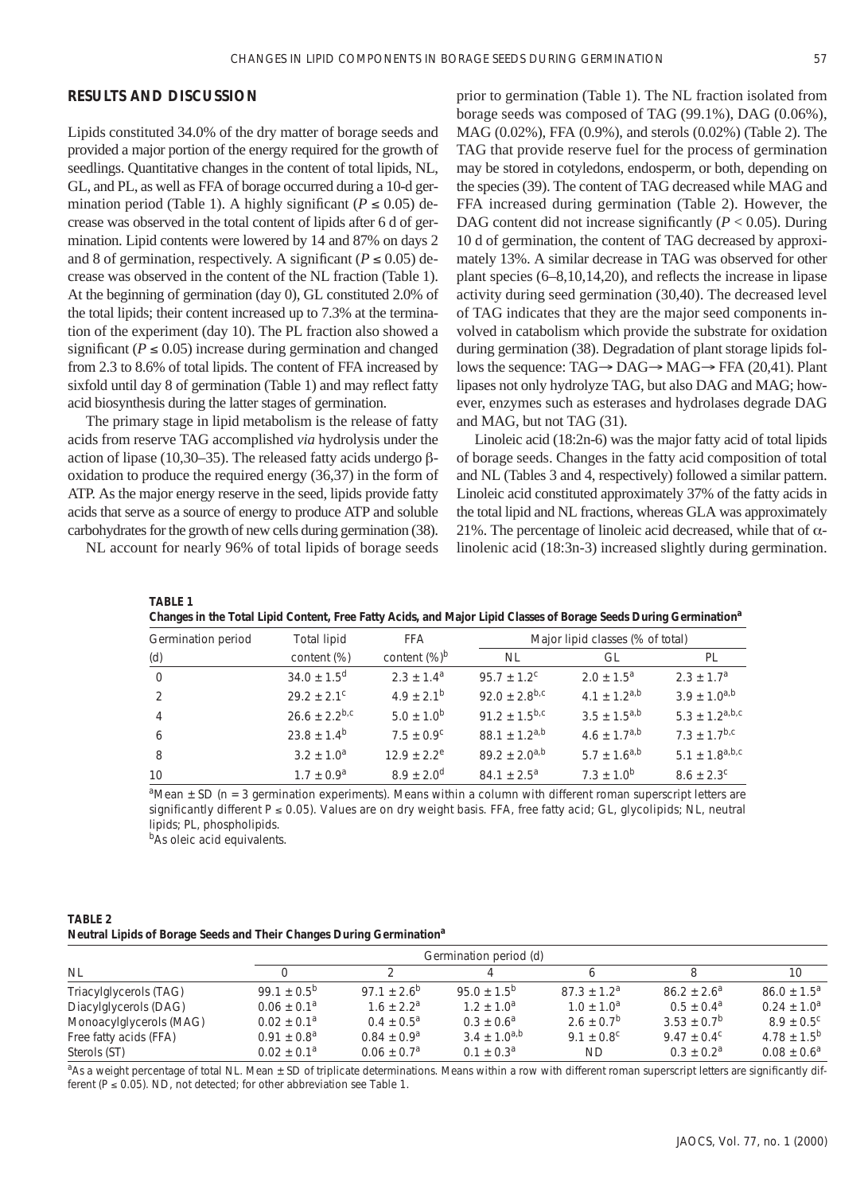## RESULTS AND DISCUSSION

Lipids constituted 34.0% of the dry matter of borage seeds and provided a major portion of the energy required for the growth of seedlings. Quantitative changes in the content of total lipids, NL, GL, and PL, as well as FFA of borage occurred during a 10-d germination period (Table 1). A highly significant ($P \leq 0.05$) decrease was observed in the total content of lipids after 6 d of germination. Lipid contents were lowered by 14 and 87% on days 2 and 8 of germination, respectively. A significant ($P \leq 0.05$) decrease was observed in the content of the NL fraction (Table 1). At the beginning of germination (day 0), GL constituted 2.0% of the total lipids; their content increased up to 7.3% at the termination of the experiment (day 10). The PL fraction also showed a significant ($P \leq 0.05$) increase during germination and changed from 2.3 to 8.6% of total lipids. The content of FFA increased by sixfold until day 8 of germination (Table 1) and may reflect fatty acid biosynthesis during the latter stages of germination.

The primary stage in lipid metabolism is the release of fatty acids from reserve TAG accomplished *via* hydrolysis under the action of lipase (10,30–35). The released fatty acids undergo β-oxidation to produce the required energy (36,37) in the form of ATP. As the major energy reserve in the seed, lipids provide fatty acids that serve as a source of energy to produce ATP and soluble carbohydrates for the growth of new cells during germination (38).

NL account for nearly 96% of total lipids of borage seeds prior to germination (Table 1). The NL fraction isolated from borage seeds was composed of TAG (99.1%), DAG (0.06%), MAG (0.02%), FFA (0.9%), and sterols (0.02%) (Table 2). The TAG that provide reserve fuel for the process of germination may be stored in cotyledons, endosperm, or both, depending on the species (39). The content of TAG decreased while MAG and FFA increased during germination (Table 2). However, the DAG content did not increase significantly ($P < 0.05$). During 10 d of germination, the content of TAG decreased by approximately 13%. A similar decrease in TAG was observed for other plant species (6–8,10,14,20), and reflects the increase in lipase activity during seed germination (30,40). The decreased level of TAG indicates that they are the major seed components involved in catabolism which provide the substrate for oxidation during germination (38). Degradation of plant storage lipids follows the sequence: TAG→ DAG→ MAG→ FFA (20,41). Plant lipases not only hydrolyze TAG, but also DAG and MAG; however, enzymes such as esterases and hydrolases degrade DAG and MAG, but not TAG (31).

Linoleic acid (18:2n-6) was the major fatty acid of total lipids of borage seeds. Changes in the fatty acid composition of total and NL (Tables 3 and 4, respectively) followed a similar pattern. Linoleic acid constituted approximately 37% of the fatty acids in the total lipid and NL fractions, whereas GLA was approximately 21%. The percentage of linoleic acid decreased, while that of α-linolenic acid (18:3n-3) increased slightly during germination.

**TABLE 1**
**Changes in the Total Lipid Content, Free Fatty Acids, and Major Lipid Classes of Borage Seeds During Germination[a]**

| Germination period (d) | Total lipid content (%) | FFA content (%)[b] | Major lipid classes (% of total) | | |
|---|---|---|---|---|---|
| | | | NL | GL | PL |
| 0 | 34.0 ± 1.5[d] | 2.3 ± 1.4[a] | 95.7 ± 1.2[c] | 2.0 ± 1.5[a] | 2.3 ± 1.7[a] |
| 2 | 29.2 ± 2.1[c] | 4.9 ± 2.1[b] | 92.0 ± 2.8[b,c] | 4.1 ± 1.2[a,b] | 3.9 ± 1.0[a,b] |
| 4 | 26.6 ± 2.2[b,c] | 5.0 ± 1.0[b] | 91.2 ± 1.5[b,c] | 3.5 ± 1.5[a,b] | 5.3 ± 1.2[a,b,c] |
| 6 | 23.8 ± 1.4[b] | 7.5 ± 0.9[c] | 88.1 ± 1.2[a,b] | 4.6 ± 1.7[a,b] | 7.3 ± 1.7[b,c] |
| 8 | 3.2 ± 1.0[a] | 12.9 ± 2.2[e] | 89.2 ± 2.0[a,b] | 5.7 ± 1.6[a,b] | 5.1 ± 1.8[a,b,c] |
| 10 | 1.7 ± 0.9[a] | 8.9 ± 2.0[d] | 84.1 ± 2.5[a] | 7.3 ± 1.0[b] | 8.6 ± 2.3[c] |

[a]Mean ± SD (n = 3 germination experiments). Means within a column with different roman superscript letters are significantly different $P \leq 0.05$). Values are on dry weight basis. FFA, free fatty acid; GL, glycolipids; NL, neutral lipids; PL, phospholipids.
[b]As oleic acid equivalents.

**TABLE 2**
**Neutral Lipids of Borage Seeds and Their Changes During Germination[a]**

| NL | Germination period (d) | | | | | |
|---|---|---|---|---|---|---|
| | 0 | 2 | 4 | 6 | 8 | 10 |
| Triacylglycerols (TAG) | 99.1 ± 0.5[b] | 97.1 ± 2.6[b] | 95.0 ± 1.5[b] | 87.3 ± 1.2[a] | 86.2 ± 2.6[a] | 86.0 ± 1.5[a] |
| Diacylglycerols (DAG) | 0.06 ± 0.1[a] | 1.6 ± 2.2[a] | 1.2 ± 1.0[a] | 1.0 ± 1.0[a] | 0.5 ± 0.4[a] | 0.24 ± 1.0[a] |
| Monoacylglycerols (MAG) | 0.02 ± 0.1[a] | 0.4 ± 0.5[a] | 0.3 ± 0.6[a] | 2.6 ± 0.7[b] | 3.53 ± 0.7[b] | 8.9 ± 0.5[c] |
| Free fatty acids (FFA) | 0.91 ± 0.8[a] | 0.84 ± 0.9[a] | 3.4 ± 1.0[a,b] | 9.1 ± 0.8[c] | 9.47 ± 0.4[c] | 4.78 ± 1.5[b] |
| Sterols (ST) | 0.02 ± 0.1[a] | 0.06 ± 0.7[a] | 0.1 ± 0.3[a] | ND | 0.3 ± 0.2[a] | 0.08 ± 0.6[a] |

[a]As a weight percentage of total NL. Mean ± SD of triplicate determinations. Means within a row with different roman superscript letters are significantly different ($P \leq 0.05$). ND, not detected; for other abbreviation see Table 1.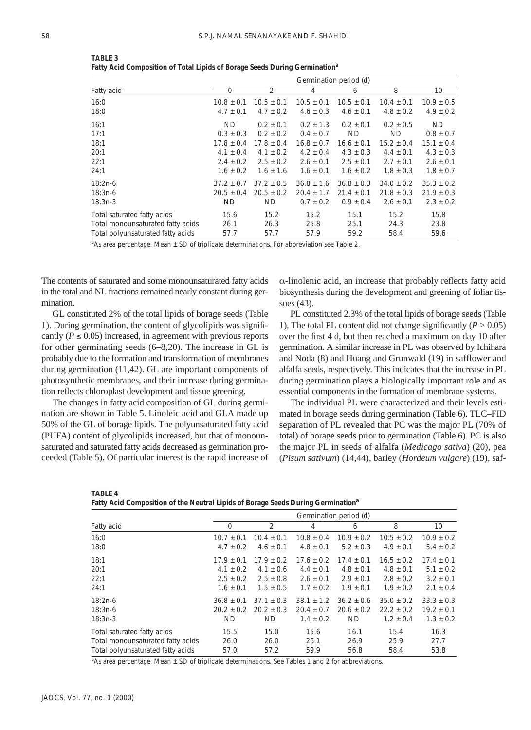**TABLE 3**
**Fatty Acid Composition of Total Lipids of Borage Seeds During Germination[a]**

| Fatty acid | Germination period (d) | | | | | |
|---|---|---|---|---|---|---|
| | 0 | 2 | 4 | 6 | 8 | 10 |
| 16:0 | 10.8 ± 0.1 | 10.5 ± 0.1 | 10.5 ± 0.1 | 10.5 ± 0.1 | 10.4 ± 0.1 | 10.9 ± 0.5 |
| 18:0 | 4.7 ± 0.1 | 4.7 ± 0.2 | 4.6 ± 0.3 | 4.6 ± 0.1 | 4.8 ± 0.2 | 4.9 ± 0.2 |
| 16:1 | ND | 0.2 ± 0.1 | 0.2 ± 1.3 | 0.2 ± 0.1 | 0.2 ± 0.5 | ND |
| 17:1 | 0.3 ± 0.3 | 0.2 ± 0.2 | 0.4 ± 0.7 | ND | ND | 0.8 ± 0.7 |
| 18:1 | 17.8 ± 0.4 | 17.8 ± 0.4 | 16.8 ± 0.7 | 16.6 ± 0.1 | 15.2 ± 0.4 | 15.1 ± 0.4 |
| 20:1 | 4.1 ± 0.4 | 4.1 ± 0.2 | 4.2 ± 0.4 | 4.3 ± 0.3 | 4.4 ± 0.1 | 4.3 ± 0.3 |
| 22:1 | 2.4 ± 0.2 | 2.5 ± 0.2 | 2.6 ± 0.1 | 2.5 ± 0.1 | 2.7 ± 0.1 | 2.6 ± 0.1 |
| 24:1 | 1.6 ± 0.2 | 1.6 ± 1.6 | 1.6 ± 0.1 | 1.6 ± 0.2 | 1.8 ± 0.3 | 1.8 ± 0.7 |
| 18:2n-6 | 37.2 ± 0.7 | 37.2 ± 0.5 | 36.8 ± 1.6 | 36.8 ± 0.3 | 34.0 ± 0.2 | 35.3 ± 0.2 |
| 18:3n-6 | 20.5 ± 0.4 | 20.5 ± 0.2 | 20.4 ± 1.7 | 21.4 ± 0.1 | 21.8 ± 0.3 | 21.9 ± 0.3 |
| 18:3n-3 | ND | ND | 0.7 ± 0.2 | 0.9 ± 0.4 | 2.6 ± 0.1 | 2.3 ± 0.2 |
| Total saturated fatty acids | 15.6 | 15.2 | 15.2 | 15.1 | 15.2 | 15.8 |
| Total monounsaturated fatty acids | 26.1 | 26.3 | 25.8 | 25.1 | 24.3 | 23.8 |
| Total polyunsaturated fatty acids | 57.7 | 57.7 | 57.9 | 59.2 | 58.4 | 59.6 |

[a]As area percentage. Mean ± SD of triplicate determinations. For abbreviation see Table 2.

The contents of saturated and some monounsaturated fatty acids in the total and NL fractions remained nearly constant during germination.

GL constituted 2% of the total lipids of borage seeds (Table 1). During germination, the content of glycolipids was significantly ($P \leq 0.05$) increased, in agreement with previous reports for other germinating seeds (6–8,20). The increase in GL is probably due to the formation and transformation of membranes during germination (11,42). GL are important components of photosynthetic membranes, and their increase during germination reflects chloroplast development and tissue greening.

The changes in fatty acid composition of GL during germination are shown in Table 5. Linoleic acid and GLA made up 50% of the GL of borage lipids. The polyunsaturated fatty acid (PUFA) content of glycolipids increased, but that of monounsaturated and saturated fatty acids decreased as germination proceeded (Table 5). Of particular interest is the rapid increase of α-linolenic acid, an increase that probably reflects fatty acid biosynthesis during the development and greening of foliar tissues (43).

PL constituted 2.3% of the total lipids of borage seeds (Table 1). The total PL content did not change significantly ($P > 0.05$) over the first 4 d, but then reached a maximum on day 10 after germination. A similar increase in PL was observed by Ichihara and Noda (8) and Huang and Grunwald (19) in safflower and alfalfa seeds, respectively. This indicates that the increase in PL during germination plays a biologically important role and as essential components in the formation of membrane systems.

The individual PL were characterized and their levels estimated in borage seeds during germination (Table 6). TLC–FID separation of PL revealed that PC was the major PL (70% of total) of borage seeds prior to germination (Table 6). PC is also the major PL in seeds of alfalfa (*Medicago sativa*) (20), pea (*Pisum sativum*) (14,44), barley (*Hordeum vulgare*) (19), saf-

**TABLE 4**
**Fatty Acid Composition of the Neutral Lipids of Borage Seeds During Germination[a]**

| Fatty acid | Germination period (d) | | | | | |
|---|---|---|---|---|---|---|
| | 0 | 2 | 4 | 6 | 8 | 10 |
| 16:0 | 10.7 ± 0.1 | 10.4 ± 0.1 | 10.8 ± 0.4 | 10.9 ± 0.2 | 10.5 ± 0.2 | 10.9 ± 0.2 |
| 18:0 | 4.7 ± 0.2 | 4.6 ± 0.1 | 4.8 ± 0.1 | 5.2 ± 0.3 | 4.9 ± 0.1 | 5.4 ± 0.2 |
| 18:1 | 17.9 ± 0.1 | 17.9 ± 0.2 | 17.6 ± 0.2 | 17.4 ± 0.1 | 16.5 ± 0.2 | 17.4 ± 0.1 |
| 20:1 | 4.1 ± 0.2 | 4.1 ± 0.6 | 4.4 ± 0.1 | 4.8 ± 0.1 | 4.8 ± 0.1 | 5.1 ± 0.2 |
| 22:1 | 2.5 ± 0.2 | 2.5 ± 0.8 | 2.6 ± 0.1 | 2.9 ± 0.1 | 2.8 ± 0.2 | 3.2 ± 0.1 |
| 24:1 | 1.6 ± 0.1 | 1.5 ± 0.5 | 1.7 ± 0.2 | 1.9 ± 0.1 | 1.9 ± 0.2 | 2.1 ± 0.4 |
| 18:2n-6 | 36.8 ± 0.1 | 37.1 ± 0.3 | 38.1 ± 1.2 | 36.2 ± 0.6 | 35.0 ± 0.2 | 33.3 ± 0.3 |
| 18:3n-6 | 20.2 ± 0.2 | 20.2 ± 0.3 | 20.4 ± 0.7 | 20.6 ± 0.2 | 22.2 ± 0.2 | 19.2 ± 0.1 |
| 18:3n-3 | ND | ND | 1.4 ± 0.2 | ND | 1.2 ± 0.4 | 1.3 ± 0.2 |
| Total saturated fatty acids | 15.5 | 15.0 | 15.6 | 16.1 | 15.4 | 16.3 |
| Total monounsaturated fatty acids | 26.0 | 26.0 | 26.1 | 26.9 | 25.9 | 27.7 |
| Total polyunsaturated fatty acids | 57.0 | 57.2 | 59.9 | 56.8 | 58.4 | 53.8 |

[a]As area percentage. Mean ± SD of triplicate determinations. See Tables 1 and 2 for abbreviations.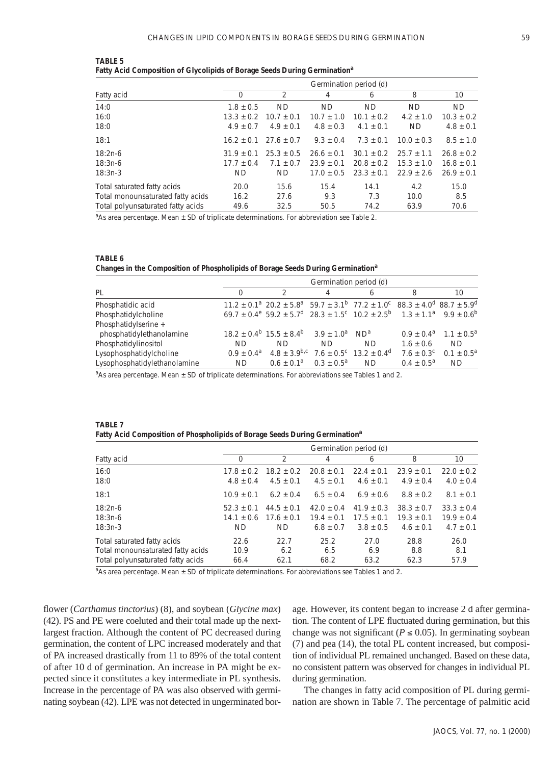**TABLE 5**
**Fatty Acid Composition of Glycolipids of Borage Seeds During Germination[a]**

| Fatty acid | Germination period (d) | | | | | |
|---|---|---|---|---|---|---|
| | 0 | 2 | 4 | 6 | 8 | 10 |
| 14:0 | 1.8 ± 0.5 | ND | ND | ND | ND | ND |
| 16:0 | 13.3 ± 0.2 | 10.7 ± 0.1 | 10.7 ± 1.0 | 10.1 ± 0.2 | 4.2 ± 1.0 | 10.3 ± 0.2 |
| 18:0 | 4.9 ± 0.7 | 4.9 ± 0.1 | 4.8 ± 0.3 | 4.1 ± 0.1 | ND | 4.8 ± 0.1 |
| 18:1 | 16.2 ± 0.1 | 27.6 ± 0.7 | 9.3 ± 0.4 | 7.3 ± 0.1 | 10.0 ± 0.3 | 8.5 ± 1.0 |
| 18:2n-6 | 31.9 ± 0.1 | 25.3 ± 0.5 | 26.6 ± 0.1 | 30.1 ± 0.2 | 25.7 ± 1.1 | 26.8 ± 0.2 |
| 18:3n-6 | 17.7 ± 0.4 | 7.1 ± 0.7 | 23.9 ± 0.1 | 20.8 ± 0.2 | 15.3 ± 1.0 | 16.8 ± 0.1 |
| 18:3n-3 | ND | ND | 17.0 ± 0.5 | 23.3 ± 0.1 | 22.9 ± 2.6 | 26.9 ± 0.1 |
| Total saturated fatty acids | 20.0 | 15.6 | 15.4 | 14.1 | 4.2 | 15.0 |
| Total monounsaturated fatty acids | 16.2 | 27.6 | 9.3 | 7.3 | 10.0 | 8.5 |
| Total polyunsaturated fatty acids | 49.6 | 32.5 | 50.5 | 74.2 | 63.9 | 70.6 |

[a]As area percentage. Mean ± SD of triplicate determinations. For abbreviation see Table 2.

**TABLE 6**
**Changes in the Composition of Phospholipids of Borage Seeds During Germination[a]**

| PL | Germination period (d) | | | | | |
|---|---|---|---|---|---|---|
| | 0 | 2 | 4 | 6 | 8 | 10 |
| Phosphatidic acid | 11.2 ± 0.1[a] | 20.2 ± 5.8[a] | 59.7 ± 3.1[b] | 77.2 ± 1.0[c] | 88.3 ± 4.0[d] | 88.7 ± 5.9[d] |
| Phosphatidylcholine | 69.7 ± 0.4[e] | 59.2 ± 5.7[d] | 28.3 ± 1.5[c] | 10.2 ± 2.5[b] | 1.3 ± 1.1[a] | 9.9 ± 0.6[b] |
| Phosphatidylserine + phosphatidylethanolamine | 18.2 ± 0.4[b] | 15.5 ± 8.4[b] | 3.9 ± 1.0[a] | ND[a] | 0.9 ± 0.4[a] | 1.1 ± 0.5[a] |
| Phosphatidylinositol | ND | ND | ND | ND | 1.6 ± 0.6 | ND |
| Lysophosphatidylcholine | 0.9 ± 0.4[a] | 4.8 ± 3.9[b,c] | 7.6 ± 0.5[c] | 13.2 ± 0.4[d] | 7.6 ± 0.3[c] | 0.1 ± 0.5[a] |
| Lysophosphatidylethanolamine | ND | 0.6 ± 0.1[a] | 0.3 ± 0.5[a] | ND | 0.4 ± 0.5[a] | ND |

[a]As area percentage. Mean ± SD of triplicate determinations. For abbreviations see Tables 1 and 2.

**TABLE 7**
**Fatty Acid Composition of Phospholipids of Borage Seeds During Germination[a]**

| Fatty acid | Germination period (d) | | | | | |
|---|---|---|---|---|---|---|
| | 0 | 2 | 4 | 6 | 8 | 10 |
| 16:0 | 17.8 ± 0.2 | 18.2 ± 0.2 | 20.8 ± 0.1 | 22.4 ± 0.1 | 23.9 ± 0.1 | 22.0 ± 0.2 |
| 18:0 | 4.8 ± 0.4 | 4.5 ± 0.1 | 4.5 ± 0.1 | 4.6 ± 0.1 | 4.9 ± 0.4 | 4.0 ± 0.4 |
| 18:1 | 10.9 ± 0.1 | 6.2 ± 0.4 | 6.5 ± 0.4 | 6.9 ± 0.6 | 8.8 ± 0.2 | 8.1 ± 0.1 |
| 18:2n-6 | 52.3 ± 0.1 | 44.5 ± 0.1 | 42.0 ± 0.4 | 41.9 ± 0.3 | 38.3 ± 0.7 | 33.3 ± 0.4 |
| 18:3n-6 | 14.1 ± 0.6 | 17.6 ± 0.1 | 19.4 ± 0.1 | 17.5 ± 0.1 | 19.3 ± 0.1 | 19.9 ± 0.4 |
| 18:3n-3 | ND | ND | 6.8 ± 0.7 | 3.8 ± 0.5 | 4.6 ± 0.1 | 4.7 ± 0.1 |
| Total saturated fatty acids | 22.6 | 22.7 | 25.2 | 27.0 | 28.8 | 26.0 |
| Total monounsaturated fatty acids | 10.9 | 6.2 | 6.5 | 6.9 | 8.8 | 8.1 |
| Total polyunsaturated fatty acids | 66.4 | 62.1 | 68.2 | 63.2 | 62.3 | 57.9 |

[a]As area percentage. Mean ± SD of triplicate determinations. For abbreviations see Tables 1 and 2.

flower (*Carthamus tinctorius*) (8), and soybean (*Glycine max*) (42). PS and PE were coeluted and their total made up the next-largest fraction. Although the content of PC decreased during germination, the content of LPC increased moderately and that of PA increased drastically from 11 to 89% of the total content of after 10 d of germination. An increase in PA might be expected since it constitutes a key intermediate in PL synthesis. Increase in the percentage of PA was also observed with germinating soybean (42). LPE was not detected in ungerminated borage. However, its content began to increase 2 d after germination. The content of LPE fluctuated during germination, but this change was not significant ($P \leq 0.05$). In germinating soybean (7) and pea (14), the total PL content increased, but composition of individual PL remained unchanged. Based on these data, no consistent pattern was observed for changes in individual PL during germination.

The changes in fatty acid composition of PL during germination are shown in Table 7. The percentage of palmitic acid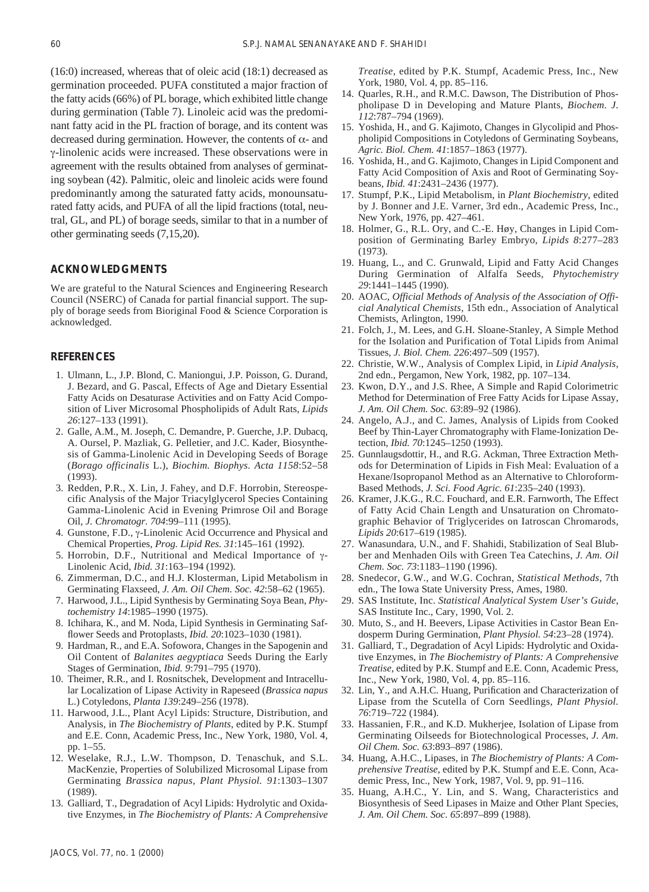(16:0) increased, whereas that of oleic acid (18:1) decreased as germination proceeded. PUFA constituted a major fraction of the fatty acids (66%) of PL borage, which exhibited little change during germination (Table 7). Linoleic acid was the predominant fatty acid in the PL fraction of borage, and its content was decreased during germination. However, the contents of α- and γ-linolenic acids were increased. These observations were in agreement with the results obtained from analyses of germinating soybean (42). Palmitic, oleic and linoleic acids were found predominantly among the saturated fatty acids, monounsaturated fatty acids, and PUFA of all the lipid fractions (total, neutral, GL, and PL) of borage seeds, similar to that in a number of other germinating seeds (7,15,20).

## ACKNOWLEDGMENTS

We are grateful to the Natural Sciences and Engineering Research Council (NSERC) of Canada for partial financial support. The supply of borage seeds from Bioriginal Food & Science Corporation is acknowledged.

## REFERENCES

1. Ulmann, L., J.P. Blond, C. Maniongui, J.P. Poisson, G. Durand, J. Bezard, and G. Pascal, Effects of Age and Dietary Essential Fatty Acids on Desaturase Activities and on Fatty Acid Composition of Liver Microsomal Phospholipids of Adult Rats, *Lipids 26*:127–133 (1991).
2. Galle, A.M., M. Joseph, C. Demandre, P. Guerche, J.P. Dubacq, A. Oursel, P. Mazliak, G. Pelletier, and J.C. Kader, Biosynthesis of Gamma-Linolenic Acid in Developing Seeds of Borage (*Borago officinalis* L.), *Biochim. Biophys. Acta 1158*:52–58 (1993).
3. Redden, P.R., X. Lin, J. Fahey, and D.F. Horrobin, Stereospecific Analysis of the Major Triacylglycerol Species Containing Gamma-Linolenic Acid in Evening Primrose Oil and Borage Oil, *J. Chromatogr. 704*:99–111 (1995).
4. Gunstone, F.D., γ-Linolenic Acid Occurrence and Physical and Chemical Properties, *Prog. Lipid Res. 31*:145–161 (1992).
5. Horrobin, D.F., Nutritional and Medical Importance of γ-Linolenic Acid, *Ibid. 31*:163–194 (1992).
6. Zimmerman, D.C., and H.J. Klosterman, Lipid Metabolism in Germinating Flaxseed, *J. Am. Oil Chem. Soc. 42*:58–62 (1965).
7. Harwood, J.L., Lipid Synthesis by Germinating Soya Bean, *Phytochemistry 14*:1985–1990 (1975).
8. Ichihara, K., and M. Noda, Lipid Synthesis in Germinating Safflower Seeds and Protoplasts, *Ibid. 20*:1023–1030 (1981).
9. Hardman, R., and E.A. Sofowora, Changes in the Sapogenin and Oil Content of *Balanites aegyptiaca* Seeds During the Early Stages of Germination, *Ibid. 9*:791–795 (1970).
10. Theimer, R.R., and I. Rosnitschek, Development and Intracellular Localization of Lipase Activity in Rapeseed (*Brassica napus* L.) Cotyledons, *Planta 139*:249–256 (1978).
11. Harwood, J.L., Plant Acyl Lipids: Structure, Distribution, and Analysis, in *The Biochemistry of Plants*, edited by P.K. Stumpf and E.E. Conn, Academic Press, Inc., New York, 1980, Vol. 4, pp. 1–55.
12. Weselake, R.J., L.W. Thompson, D. Tenaschuk, and S.L. MacKenzie, Properties of Solubilized Microsomal Lipase from Germinating *Brassica napus*, *Plant Physiol. 91*:1303–1307 (1989).
13. Galliard, T., Degradation of Acyl Lipids: Hydrolytic and Oxidative Enzymes, in *The Biochemistry of Plants: A Comprehensive Treatise*, edited by P.K. Stumpf, Academic Press, Inc., New York, 1980, Vol. 4, pp. 85–116.
14. Quarles, R.H., and R.M.C. Dawson, The Distribution of Phospholipase D in Developing and Mature Plants, *Biochem. J. 112*:787–794 (1969).
15. Yoshida, H., and G. Kajimoto, Changes in Glycolipid and Phospholipid Compositions in Cotyledons of Germinating Soybeans, *Agric. Biol. Chem. 41*:1857–1863 (1977).
16. Yoshida, H., and G. Kajimoto, Changes in Lipid Component and Fatty Acid Composition of Axis and Root of Germinating Soybeans, *Ibid. 41*:2431–2436 (1977).
17. Stumpf, P.K., Lipid Metabolism, in *Plant Biochemistry*, edited by J. Bonner and J.E. Varner, 3rd edn., Academic Press, Inc., New York, 1976, pp. 427–461.
18. Holmer, G., R.L. Ory, and C.-E. Høy, Changes in Lipid Composition of Germinating Barley Embryo, *Lipids 8*:277–283 (1973).
19. Huang, L., and C. Grunwald, Lipid and Fatty Acid Changes During Germination of Alfalfa Seeds, *Phytochemistry 29*:1441–1445 (1990).
20. AOAC, *Official Methods of Analysis of the Association of Official Analytical Chemists*, 15th edn., Association of Analytical Chemists, Arlington, 1990.
21. Folch, J., M. Lees, and G.H. Sloane-Stanley, A Simple Method for the Isolation and Purification of Total Lipids from Animal Tissues, *J. Biol. Chem. 226*:497–509 (1957).
22. Christie, W.W., Analysis of Complex Lipid, in *Lipid Analysis*, 2nd edn., Pergamon, New York, 1982, pp. 107–134.
23. Kwon, D.Y., and J.S. Rhee, A Simple and Rapid Colorimetric Method for Determination of Free Fatty Acids for Lipase Assay, *J. Am. Oil Chem. Soc. 63*:89–92 (1986).
24. Angelo, A.J., and C. James, Analysis of Lipids from Cooked Beef by Thin-Layer Chromatography with Flame-Ionization Detection, *Ibid. 70*:1245–1250 (1993).
25. Gunnlaugsdottir, H., and R.G. Ackman, Three Extraction Methods for Determination of Lipids in Fish Meal: Evaluation of a Hexane/Isopropanol Method as an Alternative to Chloroform-Based Methods, *J. Sci. Food Agric. 61*:235–240 (1993).
26. Kramer, J.K.G., R.C. Fouchard, and E.R. Farnworth, The Effect of Fatty Acid Chain Length and Unsaturation on Chromatographic Behavior of Triglycerides on Iatroscan Chromarods, *Lipids 20*:617–619 (1985).
27. Wanasundara, U.N., and F. Shahidi, Stabilization of Seal Blubber and Menhaden Oils with Green Tea Catechins, *J. Am. Oil Chem. Soc. 73*:1183–1190 (1996).
28. Snedecor, G.W., and W.G. Cochran, *Statistical Methods*, 7th edn., The Iowa State University Press, Ames, 1980.
29. SAS Institute, Inc. *Statistical Analytical System User's Guide*, SAS Institute Inc., Cary, 1990, Vol. 2.
30. Muto, S., and H. Beevers, Lipase Activities in Castor Bean Endosperm During Germination, *Plant Physiol. 54*:23–28 (1974).
31. Galliard, T., Degradation of Acyl Lipids: Hydrolytic and Oxidative Enzymes, in *The Biochemistry of Plants: A Comprehensive Treatise*, edited by P.K. Stumpf and E.E. Conn, Academic Press, Inc., New York, 1980, Vol. 4, pp. 85–116.
32. Lin, Y., and A.H.C. Huang, Purification and Characterization of Lipase from the Scutella of Corn Seedlings, *Plant Physiol. 76*:719–722 (1984).
33. Hassanien, F.R., and K.D. Mukherjee, Isolation of Lipase from Germinating Oilseeds for Biotechnological Processes, *J. Am. Oil Chem. Soc. 63*:893–897 (1986).
34. Huang, A.H.C., Lipases, in *The Biochemistry of Plants: A Comprehensive Treatise*, edited by P.K. Stumpf and E.E. Conn, Academic Press, Inc., New York, 1987, Vol. 9, pp. 91–116.
35. Huang, A.H.C., Y. Lin, and S. Wang, Characteristics and Biosynthesis of Seed Lipases in Maize and Other Plant Species, *J. Am. Oil Chem. Soc. 65*:897–899 (1988).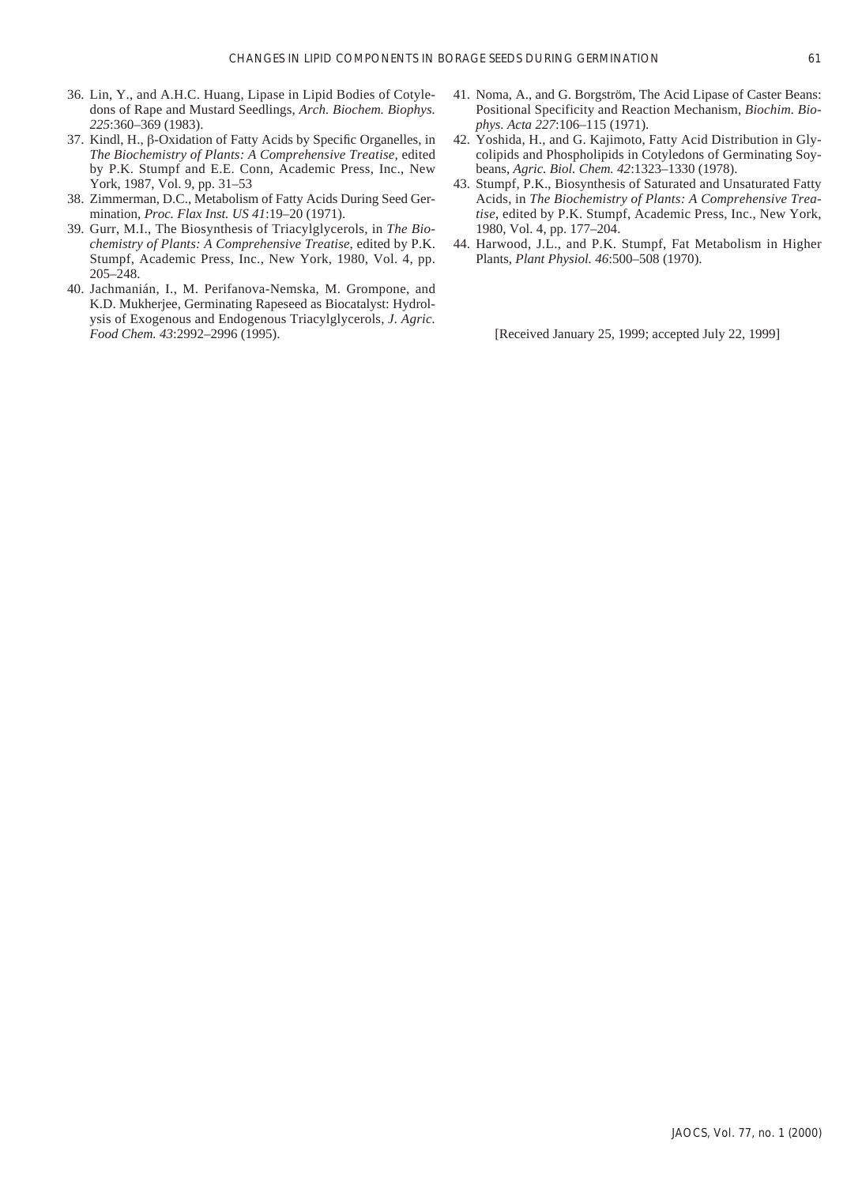36. Lin, Y., and A.H.C. Huang, Lipase in Lipid Bodies of Cotyledons of Rape and Mustard Seedlings, *Arch. Biochem. Biophys. 225*:360–369 (1983).
37. Kindl, H., β-Oxidation of Fatty Acids by Specific Organelles, in *The Biochemistry of Plants: A Comprehensive Treatise*, edited by P.K. Stumpf and E.E. Conn, Academic Press, Inc., New York, 1987, Vol. 9, pp. 31–53
38. Zimmerman, D.C., Metabolism of Fatty Acids During Seed Germination, *Proc. Flax Inst. US 41*:19–20 (1971).
39. Gurr, M.I., The Biosynthesis of Triacylglycerols, in *The Biochemistry of Plants: A Comprehensive Treatise*, edited by P.K. Stumpf, Academic Press, Inc., New York, 1980, Vol. 4, pp. 205–248.
40. Jachmanián, I., M. Perifanova-Nemska, M. Grompone, and K.D. Mukherjee, Germinating Rapeseed as Biocatalyst: Hydrolysis of Exogenous and Endogenous Triacylglycerols, *J. Agric. Food Chem. 43*:2992–2996 (1995).
41. Noma, A., and G. Borgström, The Acid Lipase of Caster Beans: Positional Specificity and Reaction Mechanism, *Biochim. Biophys. Acta 227*:106–115 (1971).
42. Yoshida, H., and G. Kajimoto, Fatty Acid Distribution in Glycolipids and Phospholipids in Cotyledons of Germinating Soybeans, *Agric. Biol. Chem. 42*:1323–1330 (1978).
43. Stumpf, P.K., Biosynthesis of Saturated and Unsaturated Fatty Acids, in *The Biochemistry of Plants: A Comprehensive Treatise*, edited by P.K. Stumpf, Academic Press, Inc., New York, 1980, Vol. 4, pp. 177–204.
44. Harwood, J.L., and P.K. Stumpf, Fat Metabolism in Higher Plants, *Plant Physiol. 46*:500–508 (1970).

[Received January 25, 1999; accepted July 22, 1999]